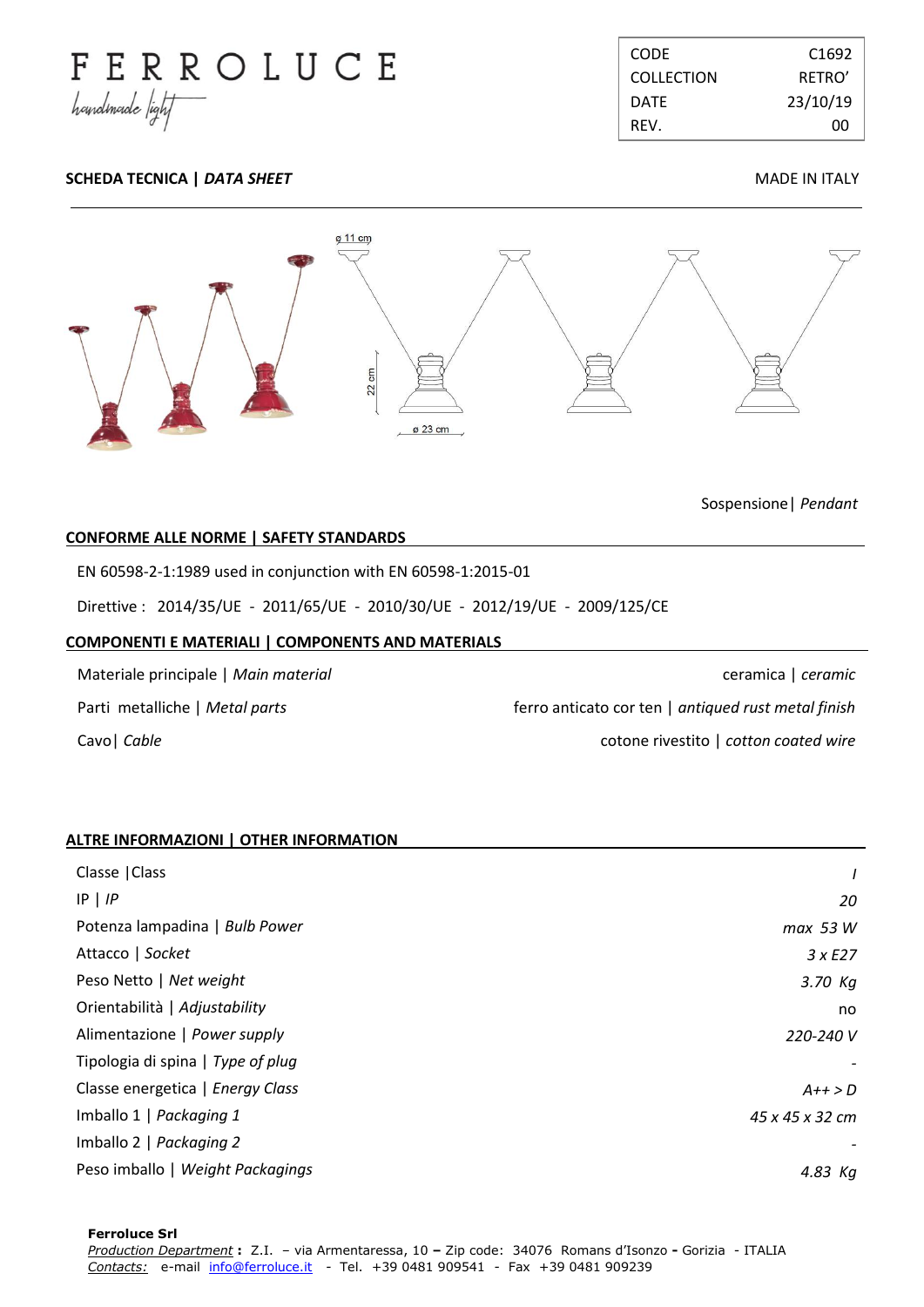# FERROLUCE

*handmade light*

| CODE | C1692 |
|---|---|
| COLLECTION | RETRO' |
| DATE | 23/10/19 |
| REV. | 00 |

**SCHEDA TECNICA | *DATA SHEET*** MADE IN ITALY

ø 11 cm

22 cm

ø 23 cm

Sospensione| *Pendant*

## CONFORME ALLE NORME | SAFETY STANDARDS

EN 60598-2-1:1989 used in conjunction with EN 60598-1:2015-01

Direttive : 2014/35/UE - 2011/65/UE - 2010/30/UE - 2012/19/UE - 2009/125/CE

## COMPONENTI E MATERIALI | COMPONENTS AND MATERIALS

| | |
|---|---|
| Materiale principale \| *Main material* | ceramica \| *ceramic* |
| Parti metalliche \| *Metal parts* | ferro anticato cor ten \| *antiqued rust metal finish* |
| Cavo\| *Cable* | cotone rivestito \| *cotton coated wire* |

## ALTRE INFORMAZIONI | OTHER INFORMATION

| | |
|---|---|
| Classe \|Class | *I* |
| IP \| *IP* | *20* |
| Potenza lampadina \| *Bulb Power* | *max 53 W* |
| Attacco \| *Socket* | *3 x E27* |
| Peso Netto \| *Net weight* | *3.70 Kg* |
| Orientabilità \| *Adjustability* | no |
| Alimentazione \| *Power supply* | *220-240 V* |
| Tipologia di spina \| *Type of plug* | - |
| Classe energetica \| *Energy Class* | *A++ > D* |
| Imballo 1 \| *Packaging 1* | *45 x 45 x 32 cm* |
| Imballo 2 \| *Packaging 2* | - |
| Peso imballo \| *Weight Packagings* | *4.83 Kg* |

**Ferroluce Srl**
*Production Department* **:** Z.I. – via Armentaressa, 10 **–** Zip code: 34076 Romans d'Isonzo **-** Gorizia - ITALIA
*Contacts:* e-mail info@ferroluce.it - Tel. +39 0481 909541 - Fax +39 0481 909239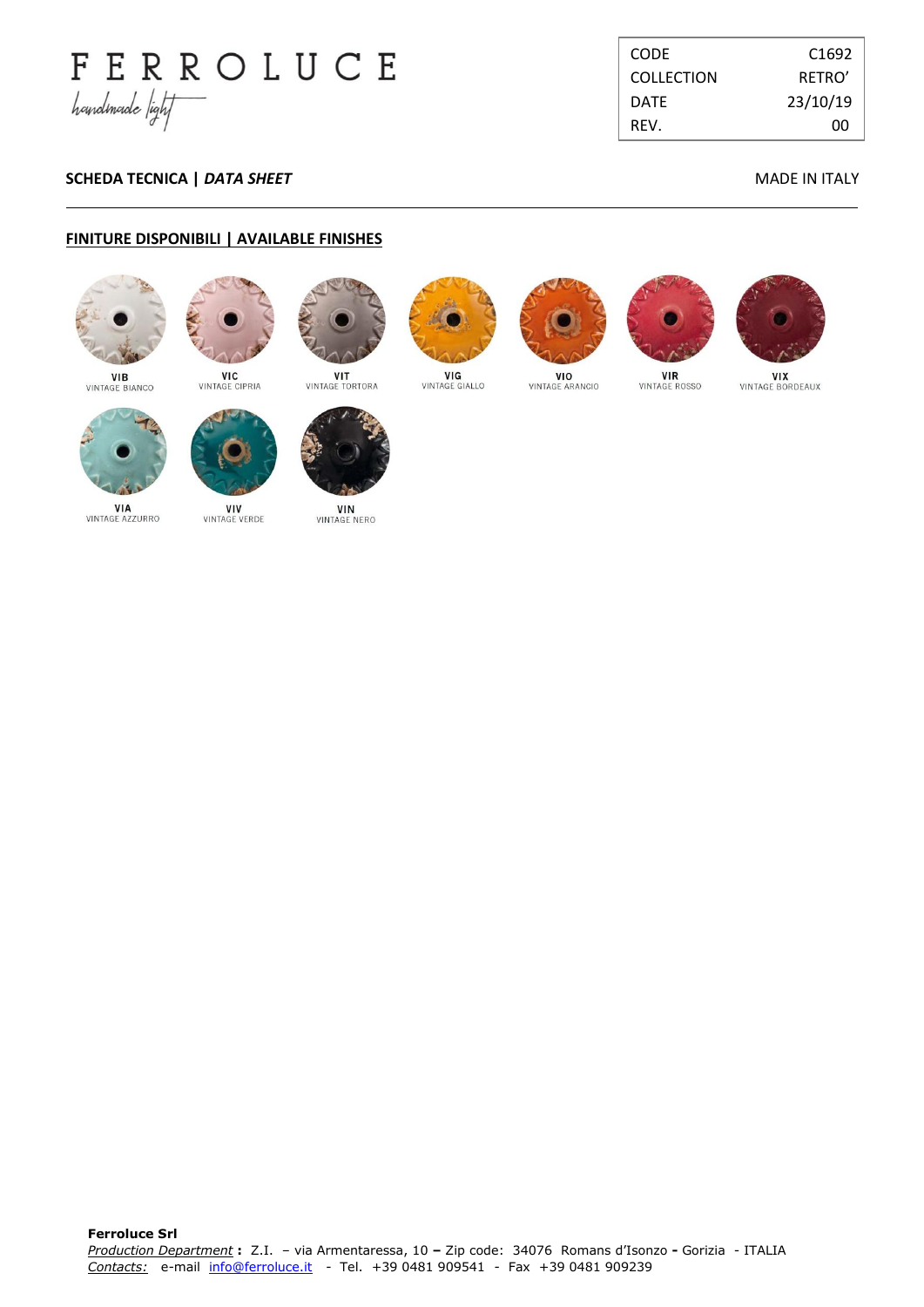FERROLUCE
handmade light

| | |
|---|---|
| CODE | C1692 |
| COLLECTION | RETRO’ |
| DATE | 23/10/19 |
| REV. | 00 |

**SCHEDA TECNICA | *DATA SHEET***

MADE IN ITALY

## FINITURE DISPONIBILI | AVAILABLE FINISHES

VIB
VINTAGE BIANCO

VIC
VINTAGE CIPRIA

VIT
VINTAGE TORTORA

VIG
VINTAGE GIALLO

VIO
VINTAGE ARANCIO

VIR
VINTAGE ROSSO

VIX
VINTAGE BORDEAUX

VIA
VINTAGE AZZURRO

VIV
VINTAGE VERDE

VIN
VINTAGE NERO

**Ferroluce Srl**
*Production Department* **:** Z.I. – via Armentaressa, 10 **–** Zip code: 34076 Romans d’Isonzo **-** Gorizia - ITALIA
*Contacts:* e-mail info@ferroluce.it - Tel. +39 0481 909541 - Fax +39 0481 909239